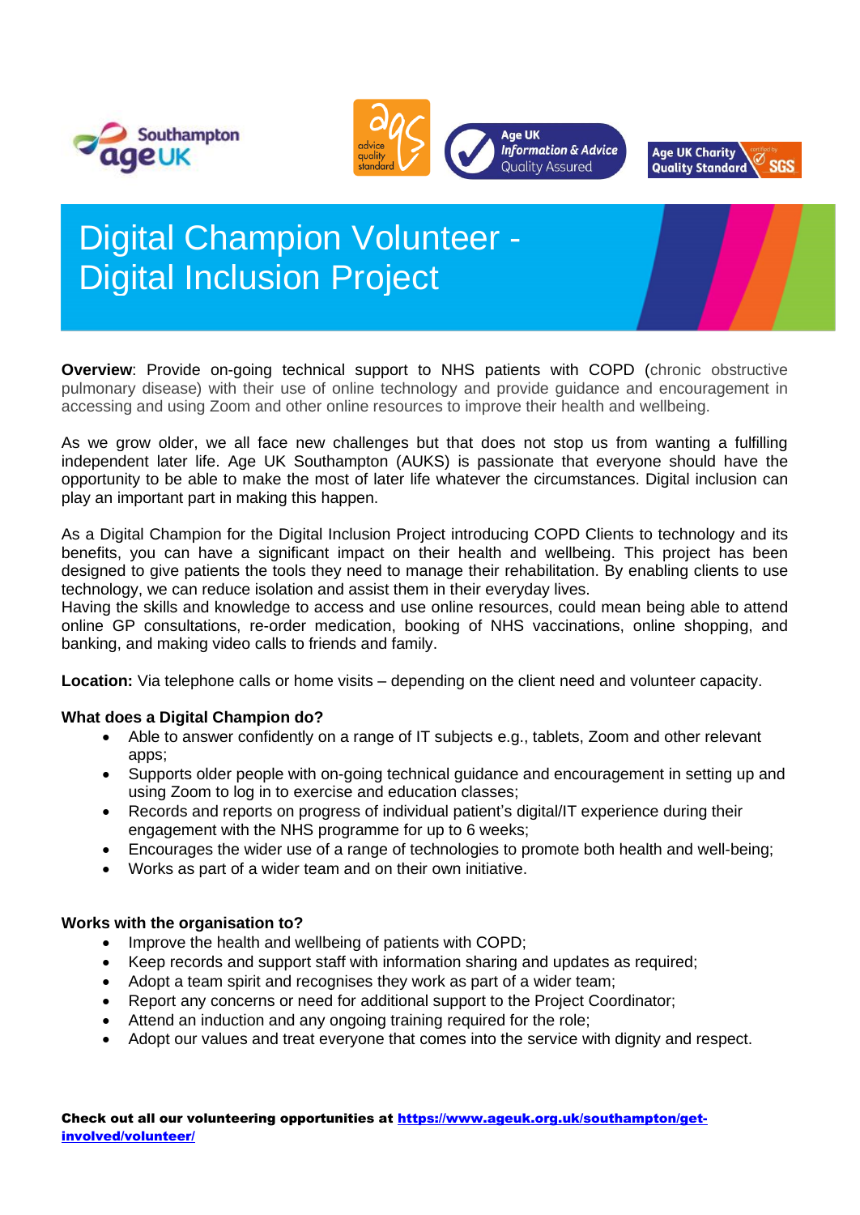# Digital Champion Volunteer - Digital Inclusion Project

**Overview**: Provide on-going technical support to NHS patients with COPD (chronic obstructive pulmonary disease) with their use of online technology and provide guidance and encouragement in accessing and using Zoom and other online resources to improve their health and wellbeing.

As we grow older, we all face new challenges but that does not stop us from wanting a fulfilling independent later life. Age UK Southampton (AUKS) is passionate that everyone should have the opportunity to be able to make the most of later life whatever the circumstances. Digital inclusion can play an important part in making this happen.

As a Digital Champion for the Digital Inclusion Project introducing COPD Clients to technology and its benefits, you can have a significant impact on their health and wellbeing. This project has been designed to give patients the tools they need to manage their rehabilitation. By enabling clients to use technology, we can reduce isolation and assist them in their everyday lives.
Having the skills and knowledge to access and use online resources, could mean being able to attend online GP consultations, re-order medication, booking of NHS vaccinations, online shopping, and banking, and making video calls to friends and family.

**Location:** Via telephone calls or home visits – depending on the client need and volunteer capacity.

**What does a Digital Champion do?**

- Able to answer confidently on a range of IT subjects e.g., tablets, Zoom and other relevant apps;
- Supports older people with on-going technical guidance and encouragement in setting up and using Zoom to log in to exercise and education classes;
- Records and reports on progress of individual patient's digital/IT experience during their engagement with the NHS programme for up to 6 weeks;
- Encourages the wider use of a range of technologies to promote both health and well-being;
- Works as part of a wider team and on their own initiative.

**Works with the organisation to?**

- Improve the health and wellbeing of patients with COPD;
- Keep records and support staff with information sharing and updates as required;
- Adopt a team spirit and recognises they work as part of a wider team;
- Report any concerns or need for additional support to the Project Coordinator;
- Attend an induction and any ongoing training required for the role;
- Adopt our values and treat everyone that comes into the service with dignity and respect.

**Check out all our volunteering opportunities at [https://www.ageuk.org.uk/southampton/get-involved/volunteer/](https://www.ageuk.org.uk/southampton/get-involved/volunteer/)**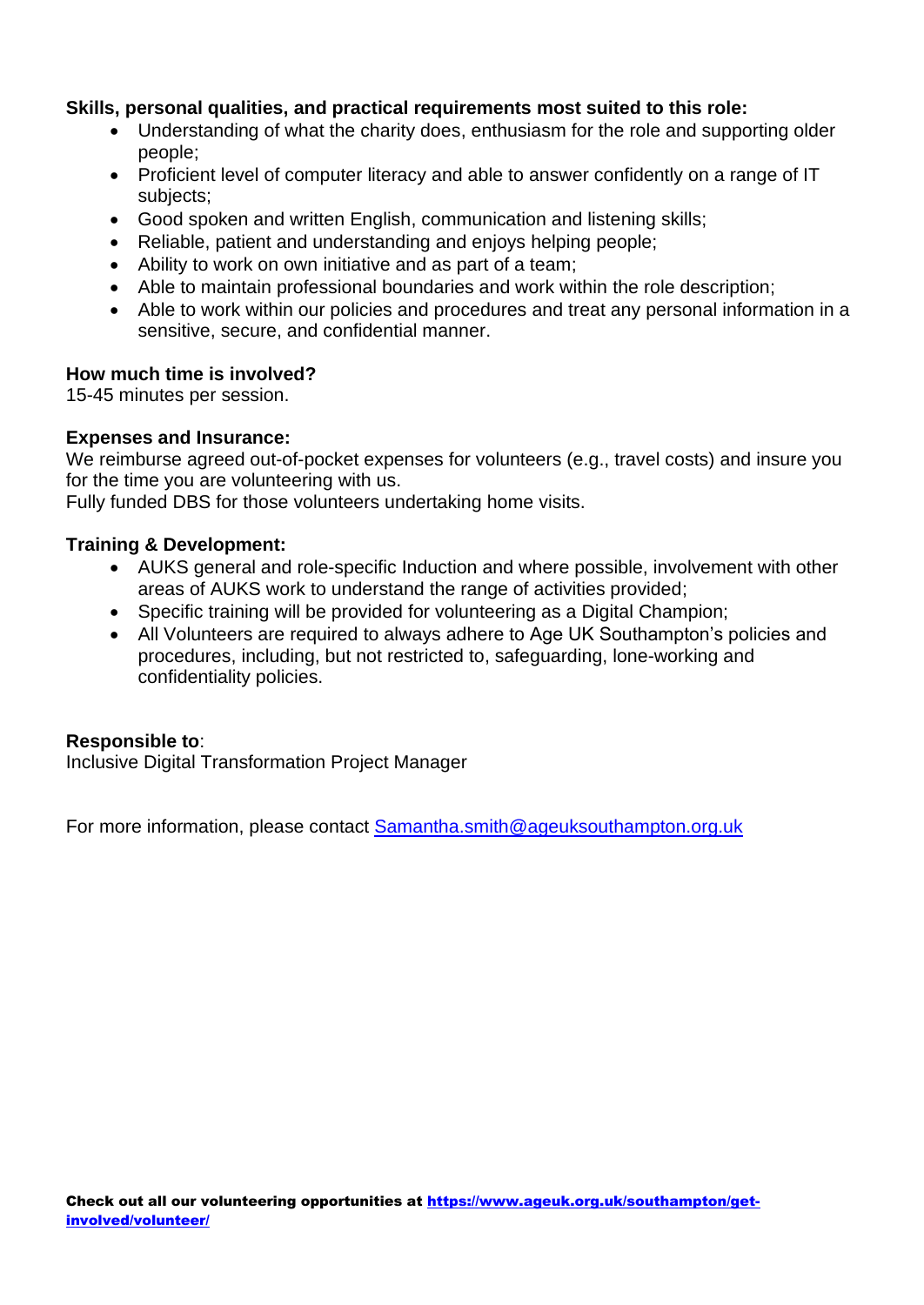**Skills, personal qualities, and practical requirements most suited to this role:**

- Understanding of what the charity does, enthusiasm for the role and supporting older people;
- Proficient level of computer literacy and able to answer confidently on a range of IT subjects;
- Good spoken and written English, communication and listening skills;
- Reliable, patient and understanding and enjoys helping people;
- Ability to work on own initiative and as part of a team;
- Able to maintain professional boundaries and work within the role description;
- Able to work within our policies and procedures and treat any personal information in a sensitive, secure, and confidential manner.

**How much time is involved?**
15-45 minutes per session.

**Expenses and Insurance:**
We reimburse agreed out-of-pocket expenses for volunteers (e.g., travel costs) and insure you for the time you are volunteering with us.
Fully funded DBS for those volunteers undertaking home visits.

**Training & Development:**

- AUKS general and role-specific Induction and where possible, involvement with other areas of AUKS work to understand the range of activities provided;
- Specific training will be provided for volunteering as a Digital Champion;
- All Volunteers are required to always adhere to Age UK Southampton's policies and procedures, including, but not restricted to, safeguarding, lone-working and confidentiality policies.

**Responsible to**:
Inclusive Digital Transformation Project Manager

For more information, please contact [Samantha.smith@ageuksouthampton.org.uk](mailto:Samantha.smith@ageuksouthampton.org.uk)

**Check out all our volunteering opportunities at [https://www.ageuk.org.uk/southampton/get-involved/volunteer/](https://www.ageuk.org.uk/southampton/get-involved/volunteer/)**